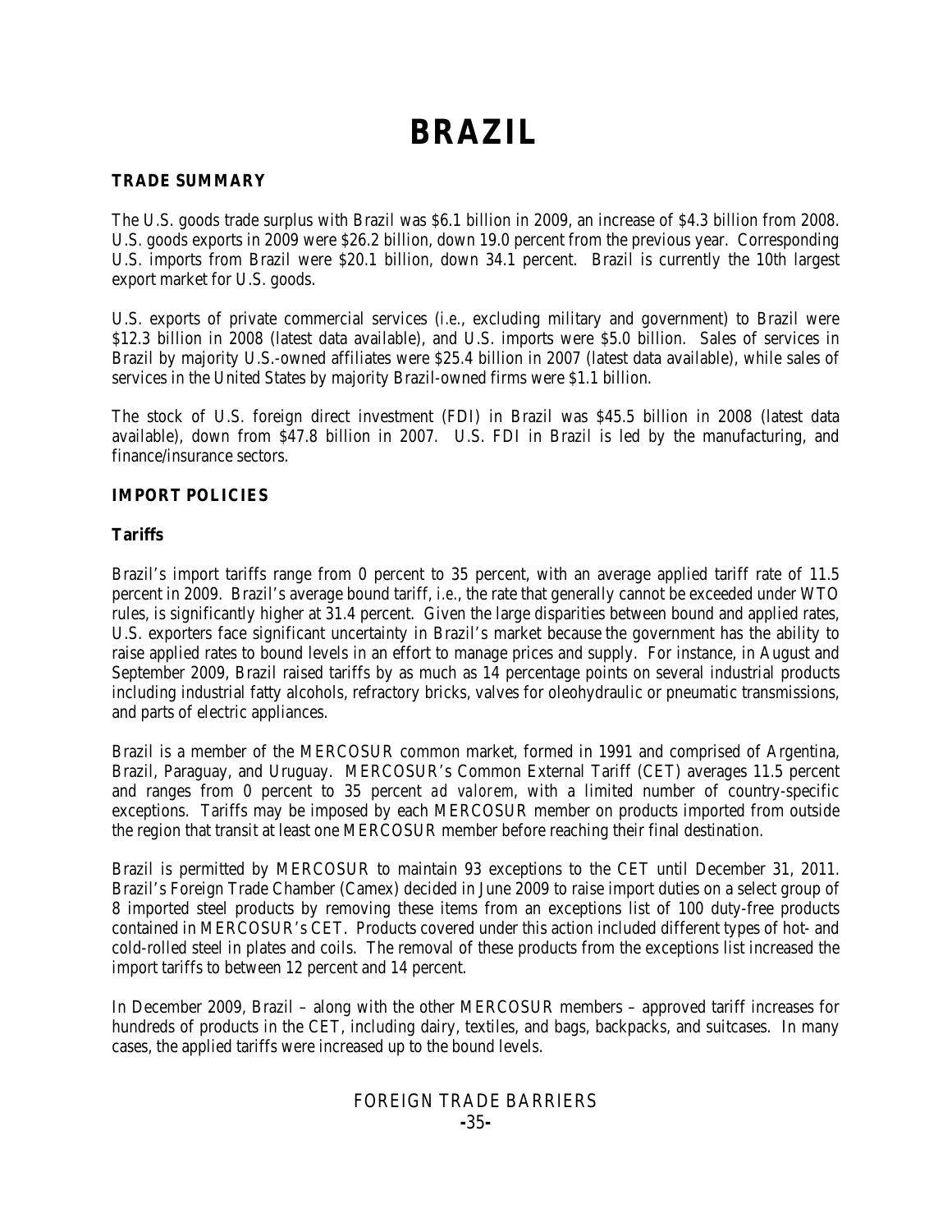# BRAZIL

## TRADE SUMMARY

The U.S. goods trade surplus with Brazil was $6.1 billion in 2009, an increase of $4.3 billion from 2008. U.S. goods exports in 2009 were $26.2 billion, down 19.0 percent from the previous year. Corresponding U.S. imports from Brazil were $20.1 billion, down 34.1 percent. Brazil is currently the 10th largest export market for U.S. goods.

U.S. exports of private commercial services (i.e., excluding military and government) to Brazil were $12.3 billion in 2008 (latest data available), and U.S. imports were $5.0 billion. Sales of services in Brazil by majority U.S.-owned affiliates were $25.4 billion in 2007 (latest data available), while sales of services in the United States by majority Brazil-owned firms were $1.1 billion.

The stock of U.S. foreign direct investment (FDI) in Brazil was $45.5 billion in 2008 (latest data available), down from $47.8 billion in 2007. U.S. FDI in Brazil is led by the manufacturing, and finance/insurance sectors.

## IMPORT POLICIES

### Tariffs

Brazil's import tariffs range from 0 percent to 35 percent, with an average applied tariff rate of 11.5 percent in 2009. Brazil's average bound tariff, i.e., the rate that generally cannot be exceeded under WTO rules, is significantly higher at 31.4 percent. Given the large disparities between bound and applied rates, U.S. exporters face significant uncertainty in Brazil's market because the government has the ability to raise applied rates to bound levels in an effort to manage prices and supply. For instance, in August and September 2009, Brazil raised tariffs by as much as 14 percentage points on several industrial products including industrial fatty alcohols, refractory bricks, valves for oleohydraulic or pneumatic transmissions, and parts of electric appliances.

Brazil is a member of the MERCOSUR common market, formed in 1991 and comprised of Argentina, Brazil, Paraguay, and Uruguay. MERCOSUR's Common External Tariff (CET) averages 11.5 percent and ranges from 0 percent to 35 percent *ad valorem*, with a limited number of country-specific exceptions. Tariffs may be imposed by each MERCOSUR member on products imported from outside the region that transit at least one MERCOSUR member before reaching their final destination.

Brazil is permitted by MERCOSUR to maintain 93 exceptions to the CET until December 31, 2011. Brazil's Foreign Trade Chamber (Camex) decided in June 2009 to raise import duties on a select group of 8 imported steel products by removing these items from an exceptions list of 100 duty-free products contained in MERCOSUR's CET. Products covered under this action included different types of hot- and cold-rolled steel in plates and coils. The removal of these products from the exceptions list increased the import tariffs to between 12 percent and 14 percent.

In December 2009, Brazil – along with the other MERCOSUR members – approved tariff increases for hundreds of products in the CET, including dairy, textiles, and bags, backpacks, and suitcases. In many cases, the applied tariffs were increased up to the bound levels.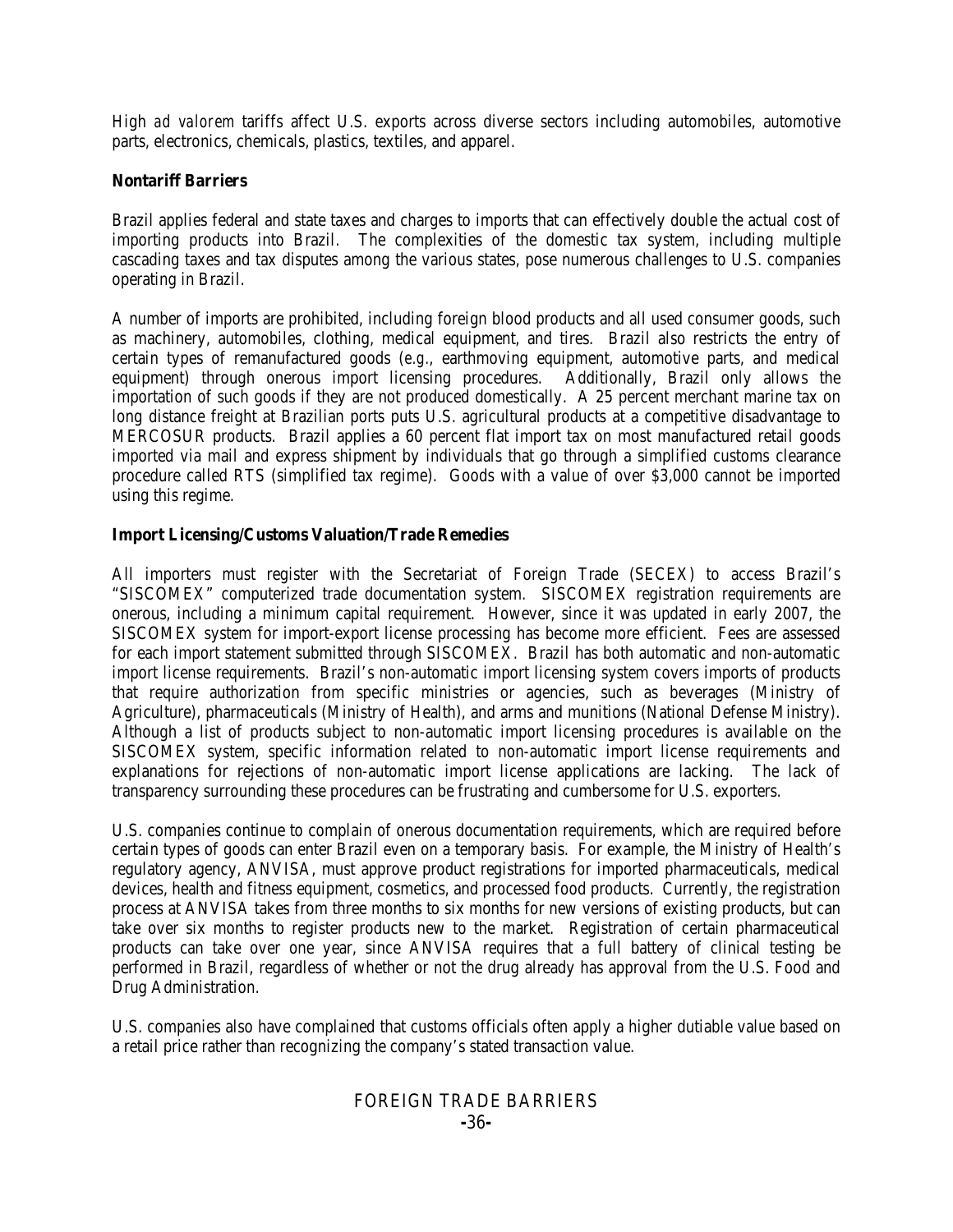High *ad valorem* tariffs affect U.S. exports across diverse sectors including automobiles, automotive parts, electronics, chemicals, plastics, textiles, and apparel.

**Nontariff Barriers**

Brazil applies federal and state taxes and charges to imports that can effectively double the actual cost of importing products into Brazil. The complexities of the domestic tax system, including multiple cascading taxes and tax disputes among the various states, pose numerous challenges to U.S. companies operating in Brazil.

A number of imports are prohibited, including foreign blood products and all used consumer goods, such as machinery, automobiles, clothing, medical equipment, and tires. Brazil also restricts the entry of certain types of remanufactured goods (*e.g.*, earthmoving equipment, automotive parts, and medical equipment) through onerous import licensing procedures. Additionally, Brazil only allows the importation of such goods if they are not produced domestically. A 25 percent merchant marine tax on long distance freight at Brazilian ports puts U.S. agricultural products at a competitive disadvantage to MERCOSUR products. Brazil applies a 60 percent flat import tax on most manufactured retail goods imported via mail and express shipment by individuals that go through a simplified customs clearance procedure called RTS (simplified tax regime). Goods with a value of over $3,000 cannot be imported using this regime.

**Import Licensing/Customs Valuation/Trade Remedies**

All importers must register with the Secretariat of Foreign Trade (SECEX) to access Brazil's "SISCOMEX" computerized trade documentation system. SISCOMEX registration requirements are onerous, including a minimum capital requirement. However, since it was updated in early 2007, the SISCOMEX system for import-export license processing has become more efficient. Fees are assessed for each import statement submitted through SISCOMEX. Brazil has both automatic and non-automatic import license requirements. Brazil's non-automatic import licensing system covers imports of products that require authorization from specific ministries or agencies, such as beverages (Ministry of Agriculture), pharmaceuticals (Ministry of Health), and arms and munitions (National Defense Ministry). Although a list of products subject to non-automatic import licensing procedures is available on the SISCOMEX system, specific information related to non-automatic import license requirements and explanations for rejections of non-automatic import license applications are lacking. The lack of transparency surrounding these procedures can be frustrating and cumbersome for U.S. exporters.

U.S. companies continue to complain of onerous documentation requirements, which are required before certain types of goods can enter Brazil even on a temporary basis. For example, the Ministry of Health's regulatory agency, ANVISA, must approve product registrations for imported pharmaceuticals, medical devices, health and fitness equipment, cosmetics, and processed food products. Currently, the registration process at ANVISA takes from three months to six months for new versions of existing products, but can take over six months to register products new to the market. Registration of certain pharmaceutical products can take over one year, since ANVISA requires that a full battery of clinical testing be performed in Brazil, regardless of whether or not the drug already has approval from the U.S. Food and Drug Administration.

U.S. companies also have complained that customs officials often apply a higher dutiable value based on a retail price rather than recognizing the company's stated transaction value.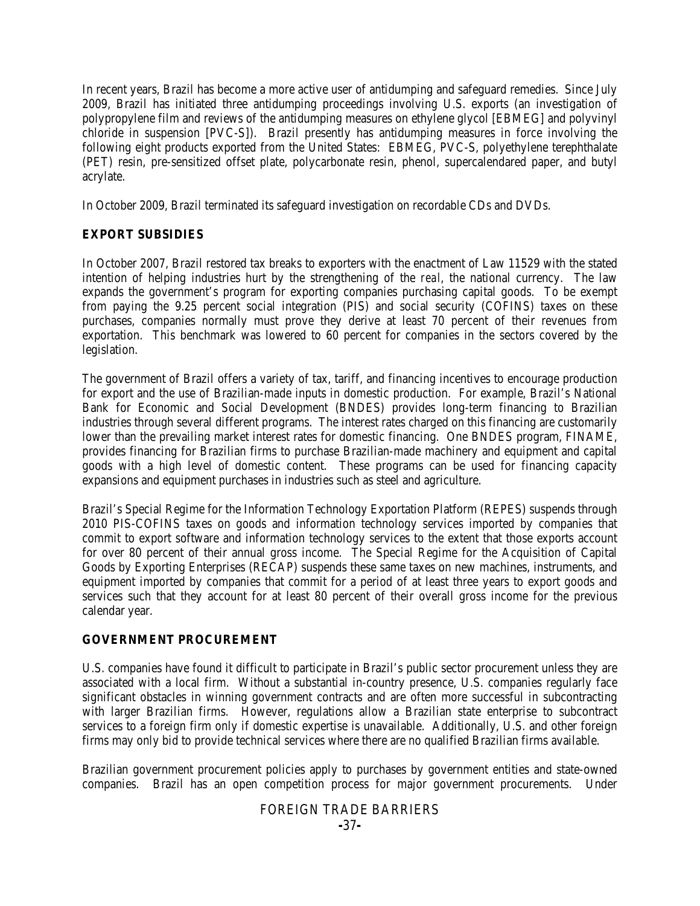In recent years, Brazil has become a more active user of antidumping and safeguard remedies. Since July 2009, Brazil has initiated three antidumping proceedings involving U.S. exports (an investigation of polypropylene film and reviews of the antidumping measures on ethylene glycol [EBMEG] and polyvinyl chloride in suspension [PVC-S]). Brazil presently has antidumping measures in force involving the following eight products exported from the United States: EBMEG, PVC-S, polyethylene terephthalate (PET) resin, pre-sensitized offset plate, polycarbonate resin, phenol, supercalendared paper, and butyl acrylate.

In October 2009, Brazil terminated its safeguard investigation on recordable CDs and DVDs.

## EXPORT SUBSIDIES

In October 2007, Brazil restored tax breaks to exporters with the enactment of Law 11529 with the stated intention of helping industries hurt by the strengthening of the *real*, the national currency. The law expands the government's program for exporting companies purchasing capital goods. To be exempt from paying the 9.25 percent social integration (PIS) and social security (COFINS) taxes on these purchases, companies normally must prove they derive at least 70 percent of their revenues from exportation. This benchmark was lowered to 60 percent for companies in the sectors covered by the legislation.

The government of Brazil offers a variety of tax, tariff, and financing incentives to encourage production for export and the use of Brazilian-made inputs in domestic production. For example, Brazil's National Bank for Economic and Social Development (BNDES) provides long-term financing to Brazilian industries through several different programs. The interest rates charged on this financing are customarily lower than the prevailing market interest rates for domestic financing. One BNDES program, FINAME, provides financing for Brazilian firms to purchase Brazilian-made machinery and equipment and capital goods with a high level of domestic content. These programs can be used for financing capacity expansions and equipment purchases in industries such as steel and agriculture.

Brazil's Special Regime for the Information Technology Exportation Platform (REPES) suspends through 2010 PIS-COFINS taxes on goods and information technology services imported by companies that commit to export software and information technology services to the extent that those exports account for over 80 percent of their annual gross income. The Special Regime for the Acquisition of Capital Goods by Exporting Enterprises (RECAP) suspends these same taxes on new machines, instruments, and equipment imported by companies that commit for a period of at least three years to export goods and services such that they account for at least 80 percent of their overall gross income for the previous calendar year.

## GOVERNMENT PROCUREMENT

U.S. companies have found it difficult to participate in Brazil's public sector procurement unless they are associated with a local firm. Without a substantial in-country presence, U.S. companies regularly face significant obstacles in winning government contracts and are often more successful in subcontracting with larger Brazilian firms. However, regulations allow a Brazilian state enterprise to subcontract services to a foreign firm only if domestic expertise is unavailable. Additionally, U.S. and other foreign firms may only bid to provide technical services where there are no qualified Brazilian firms available.

Brazilian government procurement policies apply to purchases by government entities and state-owned companies. Brazil has an open competition process for major government procurements. Under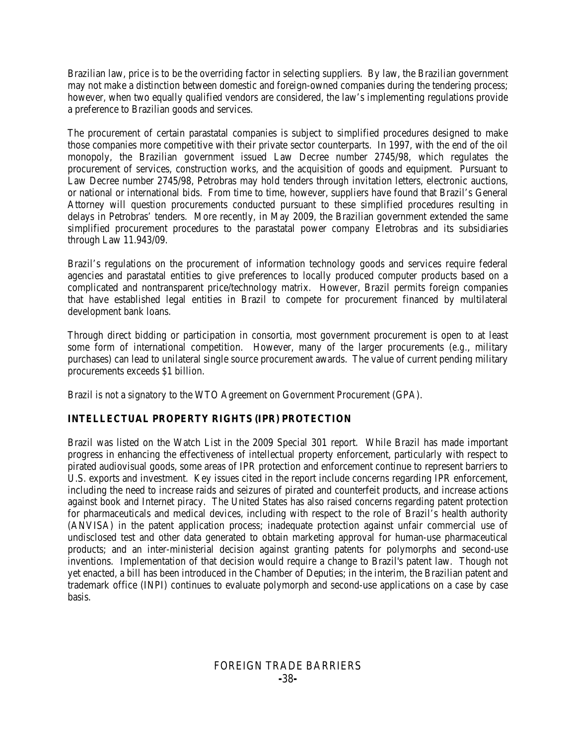Brazilian law, price is to be the overriding factor in selecting suppliers. By law, the Brazilian government may not make a distinction between domestic and foreign-owned companies during the tendering process; however, when two equally qualified vendors are considered, the law's implementing regulations provide a preference to Brazilian goods and services.

The procurement of certain parastatal companies is subject to simplified procedures designed to make those companies more competitive with their private sector counterparts. In 1997, with the end of the oil monopoly, the Brazilian government issued Law Decree number 2745/98, which regulates the procurement of services, construction works, and the acquisition of goods and equipment. Pursuant to Law Decree number 2745/98, Petrobras may hold tenders through invitation letters, electronic auctions, or national or international bids. From time to time, however, suppliers have found that Brazil's General Attorney will question procurements conducted pursuant to these simplified procedures resulting in delays in Petrobras' tenders. More recently, in May 2009, the Brazilian government extended the same simplified procurement procedures to the parastatal power company Eletrobras and its subsidiaries through Law 11.943/09.

Brazil's regulations on the procurement of information technology goods and services require federal agencies and parastatal entities to give preferences to locally produced computer products based on a complicated and nontransparent price/technology matrix. However, Brazil permits foreign companies that have established legal entities in Brazil to compete for procurement financed by multilateral development bank loans.

Through direct bidding or participation in consortia, most government procurement is open to at least some form of international competition. However, many of the larger procurements (e.g., military purchases) can lead to unilateral single source procurement awards. The value of current pending military procurements exceeds $1 billion.

Brazil is not a signatory to the WTO Agreement on Government Procurement (GPA).

## INTELLECTUAL PROPERTY RIGHTS (IPR) PROTECTION

Brazil was listed on the Watch List in the 2009 Special 301 report. While Brazil has made important progress in enhancing the effectiveness of intellectual property enforcement, particularly with respect to pirated audiovisual goods, some areas of IPR protection and enforcement continue to represent barriers to U.S. exports and investment. Key issues cited in the report include concerns regarding IPR enforcement, including the need to increase raids and seizures of pirated and counterfeit products, and increase actions against book and Internet piracy. The United States has also raised concerns regarding patent protection for pharmaceuticals and medical devices, including with respect to the role of Brazil's health authority (ANVISA) in the patent application process; inadequate protection against unfair commercial use of undisclosed test and other data generated to obtain marketing approval for human-use pharmaceutical products; and an inter-ministerial decision against granting patents for polymorphs and second-use inventions. Implementation of that decision would require a change to Brazil's patent law. Though not yet enacted, a bill has been introduced in the Chamber of Deputies; in the interim, the Brazilian patent and trademark office (INPI) continues to evaluate polymorph and second-use applications on a case by case basis.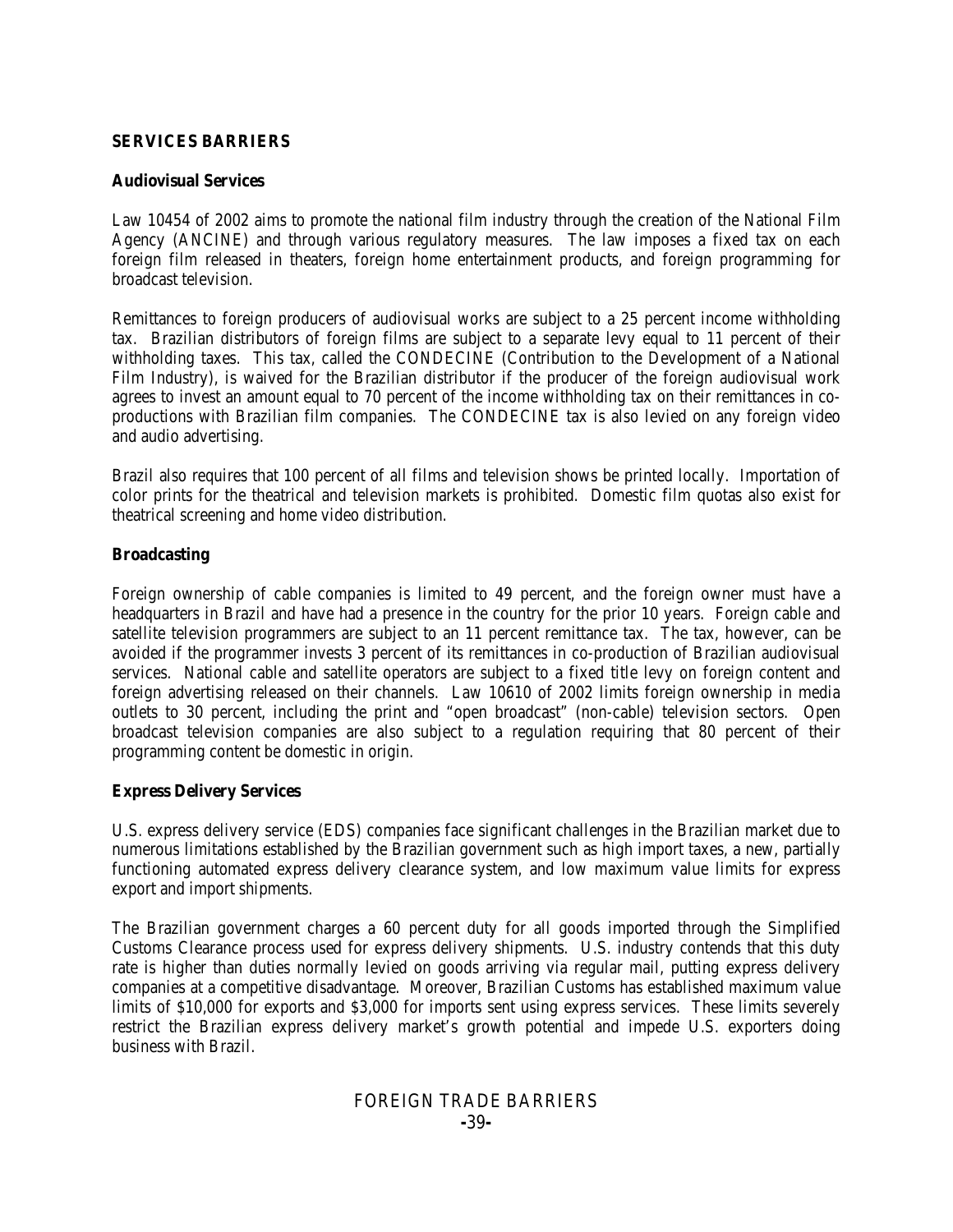## SERVICES BARRIERS

### Audiovisual Services

Law 10454 of 2002 aims to promote the national film industry through the creation of the National Film Agency (ANCINE) and through various regulatory measures. The law imposes a fixed tax on each foreign film released in theaters, foreign home entertainment products, and foreign programming for broadcast television.

Remittances to foreign producers of audiovisual works are subject to a 25 percent income withholding tax. Brazilian distributors of foreign films are subject to a separate levy equal to 11 percent of their withholding taxes. This tax, called the CONDECINE (Contribution to the Development of a National Film Industry), is waived for the Brazilian distributor if the producer of the foreign audiovisual work agrees to invest an amount equal to 70 percent of the income withholding tax on their remittances in co-productions with Brazilian film companies. The CONDECINE tax is also levied on any foreign video and audio advertising.

Brazil also requires that 100 percent of all films and television shows be printed locally. Importation of color prints for the theatrical and television markets is prohibited. Domestic film quotas also exist for theatrical screening and home video distribution.

### Broadcasting

Foreign ownership of cable companies is limited to 49 percent, and the foreign owner must have a headquarters in Brazil and have had a presence in the country for the prior 10 years. Foreign cable and satellite television programmers are subject to an 11 percent remittance tax. The tax, however, can be avoided if the programmer invests 3 percent of its remittances in co-production of Brazilian audiovisual services. National cable and satellite operators are subject to a fixed title levy on foreign content and foreign advertising released on their channels. Law 10610 of 2002 limits foreign ownership in media outlets to 30 percent, including the print and "open broadcast" (non-cable) television sectors. Open broadcast television companies are also subject to a regulation requiring that 80 percent of their programming content be domestic in origin.

### Express Delivery Services

U.S. express delivery service (EDS) companies face significant challenges in the Brazilian market due to numerous limitations established by the Brazilian government such as high import taxes, a new, partially functioning automated express delivery clearance system, and low maximum value limits for express export and import shipments.

The Brazilian government charges a 60 percent duty for all goods imported through the Simplified Customs Clearance process used for express delivery shipments. U.S. industry contends that this duty rate is higher than duties normally levied on goods arriving via regular mail, putting express delivery companies at a competitive disadvantage. Moreover, Brazilian Customs has established maximum value limits of $10,000 for exports and $3,000 for imports sent using express services. These limits severely restrict the Brazilian express delivery market's growth potential and impede U.S. exporters doing business with Brazil.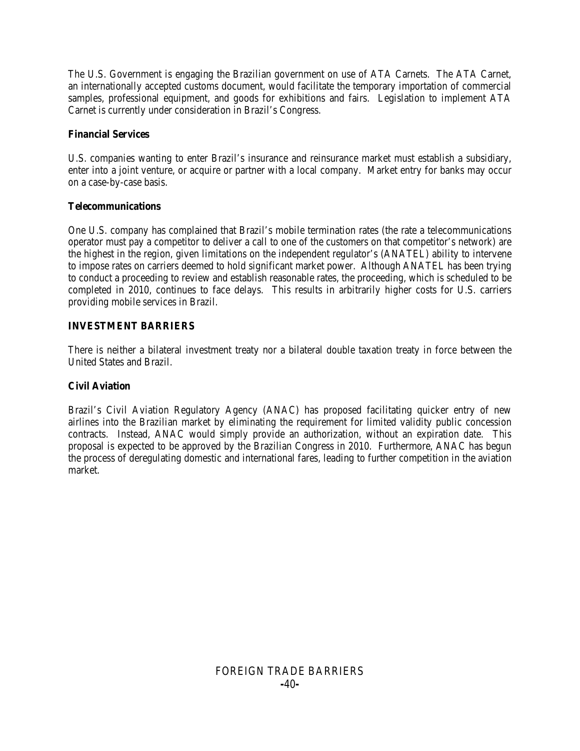The U.S. Government is engaging the Brazilian government on use of ATA Carnets. The ATA Carnet, an internationally accepted customs document, would facilitate the temporary importation of commercial samples, professional equipment, and goods for exhibitions and fairs. Legislation to implement ATA Carnet is currently under consideration in Brazil's Congress.

### Financial Services

U.S. companies wanting to enter Brazil's insurance and reinsurance market must establish a subsidiary, enter into a joint venture, or acquire or partner with a local company. Market entry for banks may occur on a case-by-case basis.

### Telecommunications

One U.S. company has complained that Brazil's mobile termination rates (the rate a telecommunications operator must pay a competitor to deliver a call to one of the customers on that competitor's network) are the highest in the region, given limitations on the independent regulator's (ANATEL) ability to intervene to impose rates on carriers deemed to hold significant market power. Although ANATEL has been trying to conduct a proceeding to review and establish reasonable rates, the proceeding, which is scheduled to be completed in 2010, continues to face delays. This results in arbitrarily higher costs for U.S. carriers providing mobile services in Brazil.

## INVESTMENT BARRIERS

There is neither a bilateral investment treaty nor a bilateral double taxation treaty in force between the United States and Brazil.

### Civil Aviation

Brazil's Civil Aviation Regulatory Agency (ANAC) has proposed facilitating quicker entry of new airlines into the Brazilian market by eliminating the requirement for limited validity public concession contracts. Instead, ANAC would simply provide an authorization, without an expiration date. This proposal is expected to be approved by the Brazilian Congress in 2010. Furthermore, ANAC has begun the process of deregulating domestic and international fares, leading to further competition in the aviation market.